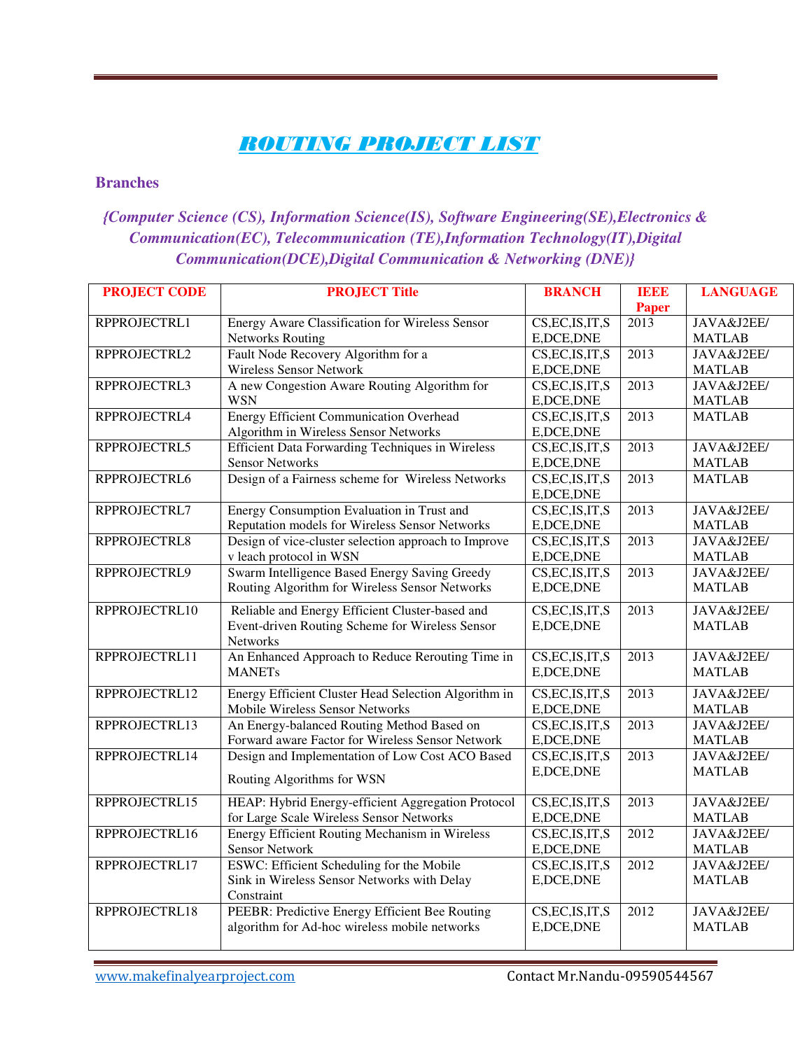# ROUTING PROJECT LIST

**Branches**

***{Computer Science (CS), Information Science(IS), Software Engineering(SE),Electronics & Communication(EC), Telecommunication (TE),Information Technology(IT),Digital Communication(DCE),Digital Communication & Networking (DNE)}***

| PROJECT CODE | PROJECT Title | BRANCH | IEEE Paper | LANGUAGE |
|---|---|---|---|---|
| RPPROJECTRL1 | Energy Aware Classification for Wireless Sensor Networks Routing | CS,EC,IS,IT,SE,DCE,DNE | 2013 | JAVA&J2EE/ MATLAB |
| RPPROJECTRL2 | Fault Node Recovery Algorithm for a Wireless Sensor Network | CS,EC,IS,IT,SE,DCE,DNE | 2013 | JAVA&J2EE/ MATLAB |
| RPPROJECTRL3 | A new Congestion Aware Routing Algorithm for WSN | CS,EC,IS,IT,SE,DCE,DNE | 2013 | JAVA&J2EE/ MATLAB |
| RPPROJECTRL4 | Energy Efficient Communication Overhead Algorithm in Wireless Sensor Networks | CS,EC,IS,IT,SE,DCE,DNE | 2013 | MATLAB |
| RPPROJECTRL5 | Efficient Data Forwarding Techniques in Wireless Sensor Networks | CS,EC,IS,IT,SE,DCE,DNE | 2013 | JAVA&J2EE/ MATLAB |
| RPPROJECTRL6 | Design of a Fairness scheme for Wireless Networks | CS,EC,IS,IT,SE,DCE,DNE | 2013 | MATLAB |
| RPPROJECTRL7 | Energy Consumption Evaluation in Trust and Reputation models for Wireless Sensor Networks | CS,EC,IS,IT,SE,DCE,DNE | 2013 | JAVA&J2EE/ MATLAB |
| RPPROJECTRL8 | Design of vice-cluster selection approach to Improve v leach protocol in WSN | CS,EC,IS,IT,SE,DCE,DNE | 2013 | JAVA&J2EE/ MATLAB |
| RPPROJECTRL9 | Swarm Intelligence Based Energy Saving Greedy Routing Algorithm for Wireless Sensor Networks | CS,EC,IS,IT,SE,DCE,DNE | 2013 | JAVA&J2EE/ MATLAB |
| RPPROJECTRL10 | Reliable and Energy Efficient Cluster-based and Event-driven Routing Scheme for Wireless Sensor Networks | CS,EC,IS,IT,SE,DCE,DNE | 2013 | JAVA&J2EE/ MATLAB |
| RPPROJECTRL11 | An Enhanced Approach to Reduce Rerouting Time in MANETs | CS,EC,IS,IT,SE,DCE,DNE | 2013 | JAVA&J2EE/ MATLAB |
| RPPROJECTRL12 | Energy Efficient Cluster Head Selection Algorithm in Mobile Wireless Sensor Networks | CS,EC,IS,IT,SE,DCE,DNE | 2013 | JAVA&J2EE/ MATLAB |
| RPPROJECTRL13 | An Energy-balanced Routing Method Based on Forward aware Factor for Wireless Sensor Network | CS,EC,IS,IT,SE,DCE,DNE | 2013 | JAVA&J2EE/ MATLAB |
| RPPROJECTRL14 | Design and Implementation of Low Cost ACO Based Routing Algorithms for WSN | CS,EC,IS,IT,SE,DCE,DNE | 2013 | JAVA&J2EE/ MATLAB |
| RPPROJECTRL15 | HEAP: Hybrid Energy-efficient Aggregation Protocol for Large Scale Wireless Sensor Networks | CS,EC,IS,IT,SE,DCE,DNE | 2013 | JAVA&J2EE/ MATLAB |
| RPPROJECTRL16 | Energy Efficient Routing Mechanism in Wireless Sensor Network | CS,EC,IS,IT,SE,DCE,DNE | 2012 | JAVA&J2EE/ MATLAB |
| RPPROJECTRL17 | ESWC: Efficient Scheduling for the Mobile Sink in Wireless Sensor Networks with Delay Constraint | CS,EC,IS,IT,SE,DCE,DNE | 2012 | JAVA&J2EE/ MATLAB |
| RPPROJECTRL18 | PEEBR: Predictive Energy Efficient Bee Routing algorithm for Ad-hoc wireless mobile networks | CS,EC,IS,IT,SE,DCE,DNE | 2012 | JAVA&J2EE/ MATLAB |

www.makefinalyearproject.com Contact Mr.Nandu-09590544567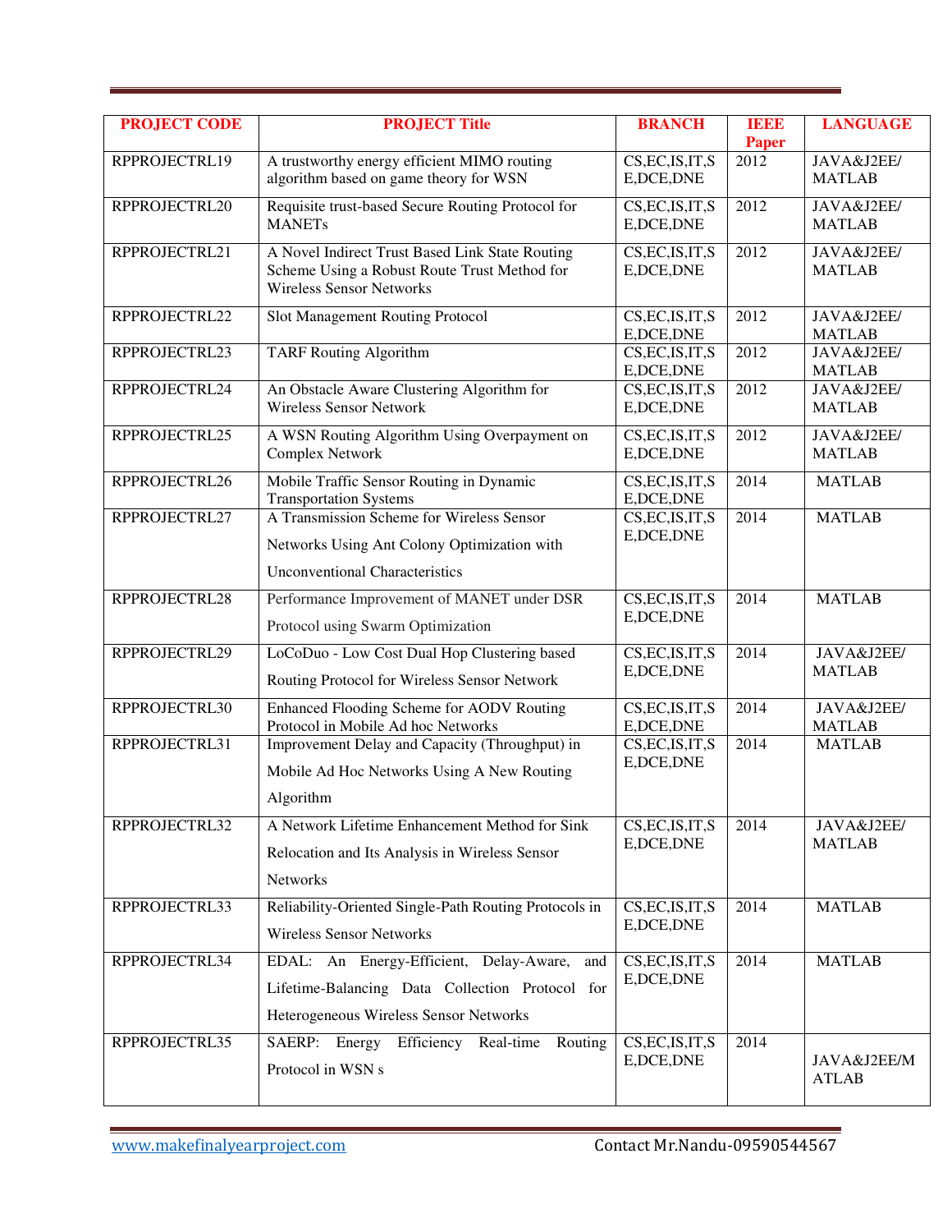| PROJECT CODE | PROJECT Title | BRANCH | IEEE Paper | LANGUAGE |
|---|---|---|---|---|
| RPPROJECTRL19 | A trustworthy energy efficient MIMO routing algorithm based on game theory for WSN | CS,EC,IS,IT,SE,DCE,DNE | 2012 | JAVA&J2EE/ MATLAB |
| RPPROJECTRL20 | Requisite trust-based Secure Routing Protocol for MANETs | CS,EC,IS,IT,SE,DCE,DNE | 2012 | JAVA&J2EE/ MATLAB |
| RPPROJECTRL21 | A Novel Indirect Trust Based Link State Routing Scheme Using a Robust Route Trust Method for Wireless Sensor Networks | CS,EC,IS,IT,SE,DCE,DNE | 2012 | JAVA&J2EE/ MATLAB |
| RPPROJECTRL22 | Slot Management Routing Protocol | CS,EC,IS,IT,SE,DCE,DNE | 2012 | JAVA&J2EE/ MATLAB |
| RPPROJECTRL23 | TARF Routing Algorithm | CS,EC,IS,IT,SE,DCE,DNE | 2012 | JAVA&J2EE/ MATLAB |
| RPPROJECTRL24 | An Obstacle Aware Clustering Algorithm for Wireless Sensor Network | CS,EC,IS,IT,SE,DCE,DNE | 2012 | JAVA&J2EE/ MATLAB |
| RPPROJECTRL25 | A WSN Routing Algorithm Using Overpayment on Complex Network | CS,EC,IS,IT,SE,DCE,DNE | 2012 | JAVA&J2EE/ MATLAB |
| RPPROJECTRL26 | Mobile Traffic Sensor Routing in Dynamic Transportation Systems | CS,EC,IS,IT,SE,DCE,DNE | 2014 | MATLAB |
| RPPROJECTRL27 | A Transmission Scheme for Wireless Sensor Networks Using Ant Colony Optimization with Unconventional Characteristics | CS,EC,IS,IT,SE,DCE,DNE | 2014 | MATLAB |
| RPPROJECTRL28 | Performance Improvement of MANET under DSR Protocol using Swarm Optimization | CS,EC,IS,IT,SE,DCE,DNE | 2014 | MATLAB |
| RPPROJECTRL29 | LoCoDuo - Low Cost Dual Hop Clustering based Routing Protocol for Wireless Sensor Network | CS,EC,IS,IT,SE,DCE,DNE | 2014 | JAVA&J2EE/ MATLAB |
| RPPROJECTRL30 | Enhanced Flooding Scheme for AODV Routing Protocol in Mobile Ad hoc Networks | CS,EC,IS,IT,SE,DCE,DNE | 2014 | JAVA&J2EE/ MATLAB |
| RPPROJECTRL31 | Improvement Delay and Capacity (Throughput) in Mobile Ad Hoc Networks Using A New Routing Algorithm | CS,EC,IS,IT,SE,DCE,DNE | 2014 | MATLAB |
| RPPROJECTRL32 | A Network Lifetime Enhancement Method for Sink Relocation and Its Analysis in Wireless Sensor Networks | CS,EC,IS,IT,SE,DCE,DNE | 2014 | JAVA&J2EE/ MATLAB |
| RPPROJECTRL33 | Reliability-Oriented Single-Path Routing Protocols in Wireless Sensor Networks | CS,EC,IS,IT,SE,DCE,DNE | 2014 | MATLAB |
| RPPROJECTRL34 | EDAL: An Energy-Efficient, Delay-Aware, and Lifetime-Balancing Data Collection Protocol for Heterogeneous Wireless Sensor Networks | CS,EC,IS,IT,SE,DCE,DNE | 2014 | MATLAB |
| RPPROJECTRL35 | SAERP: Energy Efficiency Real-time Routing Protocol in WSN s | CS,EC,IS,IT,SE,DCE,DNE | 2014 | JAVA&J2EE/MATLAB |

www.makefinalyearproject.com Contact Mr.Nandu-09590544567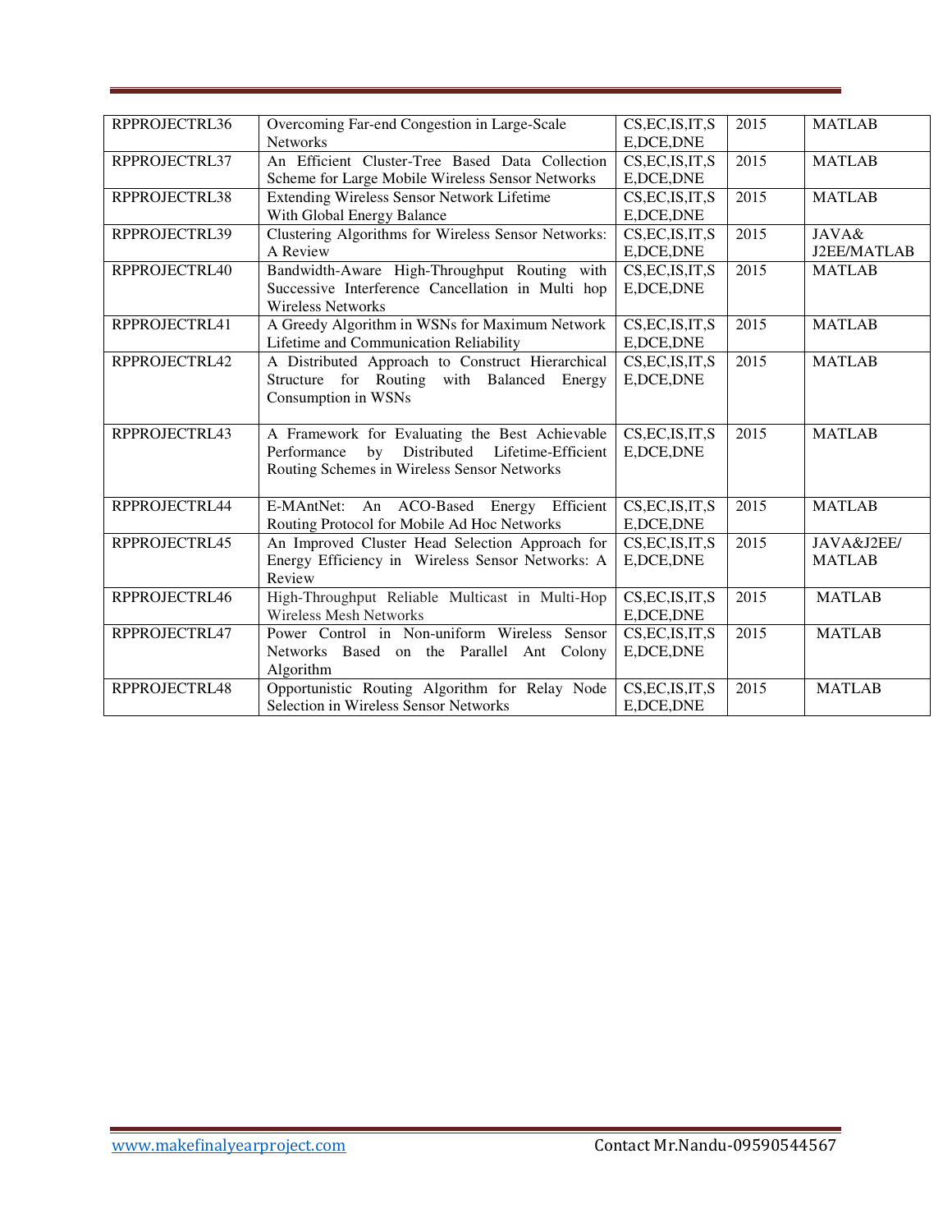| RPPROJECTRL36 | Overcoming Far-end Congestion in Large-Scale Networks | CS,EC,IS,IT,SE,DCE,DNE | 2015 | MATLAB |
|---|---|---|---|---|
| RPPROJECTRL37 | An Efficient Cluster-Tree Based Data Collection Scheme for Large Mobile Wireless Sensor Networks | CS,EC,IS,IT,SE,DCE,DNE | 2015 | MATLAB |
| RPPROJECTRL38 | Extending Wireless Sensor Network Lifetime With Global Energy Balance | CS,EC,IS,IT,SE,DCE,DNE | 2015 | MATLAB |
| RPPROJECTRL39 | Clustering Algorithms for Wireless Sensor Networks: A Review | CS,EC,IS,IT,SE,DCE,DNE | 2015 | JAVA& J2EE/MATLAB |
| RPPROJECTRL40 | Bandwidth-Aware High-Throughput Routing with Successive Interference Cancellation in Multi hop Wireless Networks | CS,EC,IS,IT,SE,DCE,DNE | 2015 | MATLAB |
| RPPROJECTRL41 | A Greedy Algorithm in WSNs for Maximum Network Lifetime and Communication Reliability | CS,EC,IS,IT,SE,DCE,DNE | 2015 | MATLAB |
| RPPROJECTRL42 | A Distributed Approach to Construct Hierarchical Structure for Routing with Balanced Energy Consumption in WSNs | CS,EC,IS,IT,SE,DCE,DNE | 2015 | MATLAB |
| RPPROJECTRL43 | A Framework for Evaluating the Best Achievable Performance by Distributed Lifetime-Efficient Routing Schemes in Wireless Sensor Networks | CS,EC,IS,IT,SE,DCE,DNE | 2015 | MATLAB |
| RPPROJECTRL44 | E-MAntNet: An ACO-Based Energy Efficient Routing Protocol for Mobile Ad Hoc Networks | CS,EC,IS,IT,SE,DCE,DNE | 2015 | MATLAB |
| RPPROJECTRL45 | An Improved Cluster Head Selection Approach for Energy Efficiency in Wireless Sensor Networks: A Review | CS,EC,IS,IT,SE,DCE,DNE | 2015 | JAVA&J2EE/ MATLAB |
| RPPROJECTRL46 | High-Throughput Reliable Multicast in Multi-Hop Wireless Mesh Networks | CS,EC,IS,IT,SE,DCE,DNE | 2015 | MATLAB |
| RPPROJECTRL47 | Power Control in Non-uniform Wireless Sensor Networks Based on the Parallel Ant Colony Algorithm | CS,EC,IS,IT,SE,DCE,DNE | 2015 | MATLAB |
| RPPROJECTRL48 | Opportunistic Routing Algorithm for Relay Node Selection in Wireless Sensor Networks | CS,EC,IS,IT,SE,DCE,DNE | 2015 | MATLAB |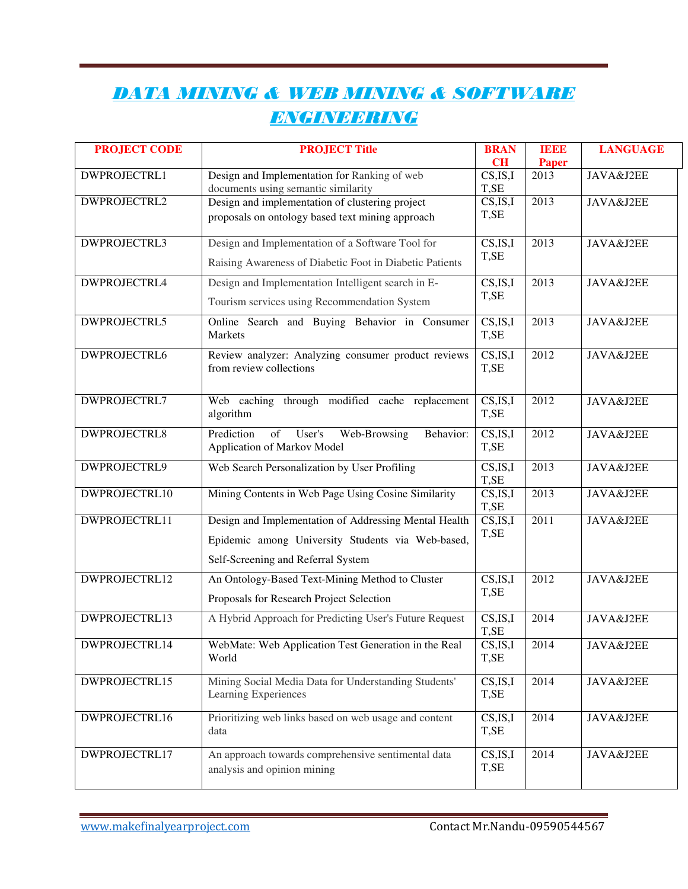# *DATA MINING & WEB MINING & SOFTWARE ENGINEERING*

| PROJECT CODE | PROJECT Title | BRANCH | IEEE Paper | LANGUAGE |
|---|---|---|---|---|
| DWPROJECTRL1 | Design and Implementation for Ranking of web documents using semantic similarity | CS,IS,IT,SE | 2013 | JAVA&J2EE |
| DWPROJECTRL2 | Design and implementation of clustering project proposals on ontology based text mining approach | CS,IS,IT,SE | 2013 | JAVA&J2EE |
| DWPROJECTRL3 | Design and Implementation of a Software Tool for Raising Awareness of Diabetic Foot in Diabetic Patients | CS,IS,IT,SE | 2013 | JAVA&J2EE |
| DWPROJECTRL4 | Design and Implementation Intelligent search in E-Tourism services using Recommendation System | CS,IS,IT,SE | 2013 | JAVA&J2EE |
| DWPROJECTRL5 | Online Search and Buying Behavior in Consumer Markets | CS,IS,IT,SE | 2013 | JAVA&J2EE |
| DWPROJECTRL6 | Review analyzer: Analyzing consumer product reviews from review collections | CS,IS,IT,SE | 2012 | JAVA&J2EE |
| DWPROJECTRL7 | Web caching through modified cache replacement algorithm | CS,IS,IT,SE | 2012 | JAVA&J2EE |
| DWPROJECTRL8 | Prediction of User's Web-Browsing Behavior: Application of Markov Model | CS,IS,IT,SE | 2012 | JAVA&J2EE |
| DWPROJECTRL9 | Web Search Personalization by User Profiling | CS,IS,IT,SE | 2013 | JAVA&J2EE |
| DWPROJECTRL10 | Mining Contents in Web Page Using Cosine Similarity | CS,IS,IT,SE | 2013 | JAVA&J2EE |
| DWPROJECTRL11 | Design and Implementation of Addressing Mental Health Epidemic among University Students via Web-based, Self-Screening and Referral System | CS,IS,IT,SE | 2011 | JAVA&J2EE |
| DWPROJECTRL12 | An Ontology-Based Text-Mining Method to Cluster Proposals for Research Project Selection | CS,IS,IT,SE | 2012 | JAVA&J2EE |
| DWPROJECTRL13 | A Hybrid Approach for Predicting User's Future Request | CS,IS,IT,SE | 2014 | JAVA&J2EE |
| DWPROJECTRL14 | WebMate: Web Application Test Generation in the Real World | CS,IS,IT,SE | 2014 | JAVA&J2EE |
| DWPROJECTRL15 | Mining Social Media Data for Understanding Students' Learning Experiences | CS,IS,IT,SE | 2014 | JAVA&J2EE |
| DWPROJECTRL16 | Prioritizing web links based on web usage and content data | CS,IS,IT,SE | 2014 | JAVA&J2EE |
| DWPROJECTRL17 | An approach towards comprehensive sentimental data analysis and opinion mining | CS,IS,IT,SE | 2014 | JAVA&J2EE |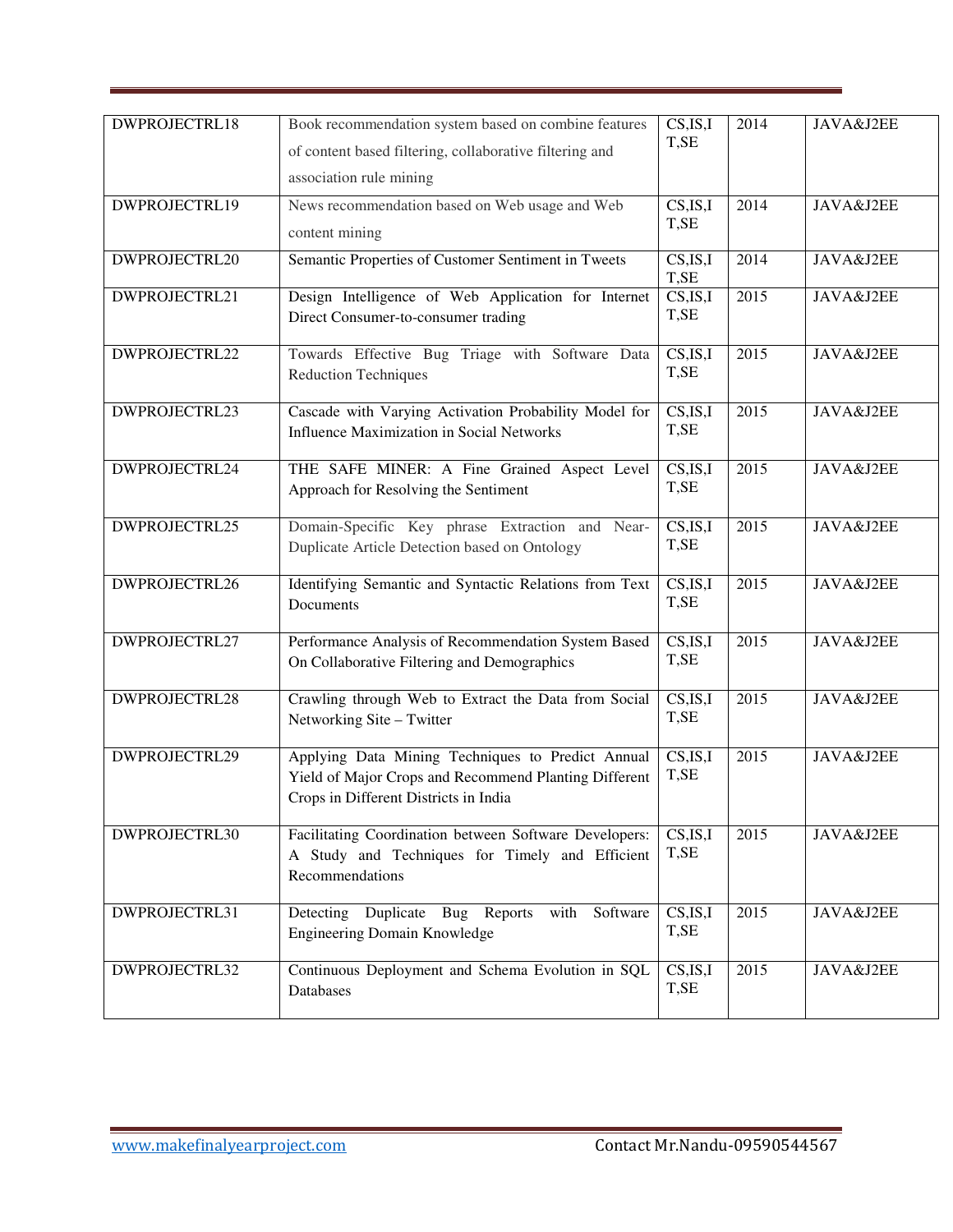| DWPROJECTRL18 | Book recommendation system based on combine features of content based filtering, collaborative filtering and association rule mining | CS,IS,IT,SE | 2014 | JAVA&J2EE |
|---|---|---|---|---|
| DWPROJECTRL19 | News recommendation based on Web usage and Web content mining | CS,IS,IT,SE | 2014 | JAVA&J2EE |
| DWPROJECTRL20 | Semantic Properties of Customer Sentiment in Tweets | CS,IS,IT,SE | 2014 | JAVA&J2EE |
| DWPROJECTRL21 | Design Intelligence of Web Application for Internet Direct Consumer-to-consumer trading | CS,IS,IT,SE | 2015 | JAVA&J2EE |
| DWPROJECTRL22 | Towards Effective Bug Triage with Software Data Reduction Techniques | CS,IS,IT,SE | 2015 | JAVA&J2EE |
| DWPROJECTRL23 | Cascade with Varying Activation Probability Model for Influence Maximization in Social Networks | CS,IS,IT,SE | 2015 | JAVA&J2EE |
| DWPROJECTRL24 | THE SAFE MINER: A Fine Grained Aspect Level Approach for Resolving the Sentiment | CS,IS,IT,SE | 2015 | JAVA&J2EE |
| DWPROJECTRL25 | Domain-Specific Key phrase Extraction and Near-Duplicate Article Detection based on Ontology | CS,IS,IT,SE | 2015 | JAVA&J2EE |
| DWPROJECTRL26 | Identifying Semantic and Syntactic Relations from Text Documents | CS,IS,IT,SE | 2015 | JAVA&J2EE |
| DWPROJECTRL27 | Performance Analysis of Recommendation System Based On Collaborative Filtering and Demographics | CS,IS,IT,SE | 2015 | JAVA&J2EE |
| DWPROJECTRL28 | Crawling through Web to Extract the Data from Social Networking Site – Twitter | CS,IS,IT,SE | 2015 | JAVA&J2EE |
| DWPROJECTRL29 | Applying Data Mining Techniques to Predict Annual Yield of Major Crops and Recommend Planting Different Crops in Different Districts in India | CS,IS,IT,SE | 2015 | JAVA&J2EE |
| DWPROJECTRL30 | Facilitating Coordination between Software Developers: A Study and Techniques for Timely and Efficient Recommendations | CS,IS,IT,SE | 2015 | JAVA&J2EE |
| DWPROJECTRL31 | Detecting Duplicate Bug Reports with Software Engineering Domain Knowledge | CS,IS,IT,SE | 2015 | JAVA&J2EE |
| DWPROJECTRL32 | Continuous Deployment and Schema Evolution in SQL Databases | CS,IS,IT,SE | 2015 | JAVA&J2EE |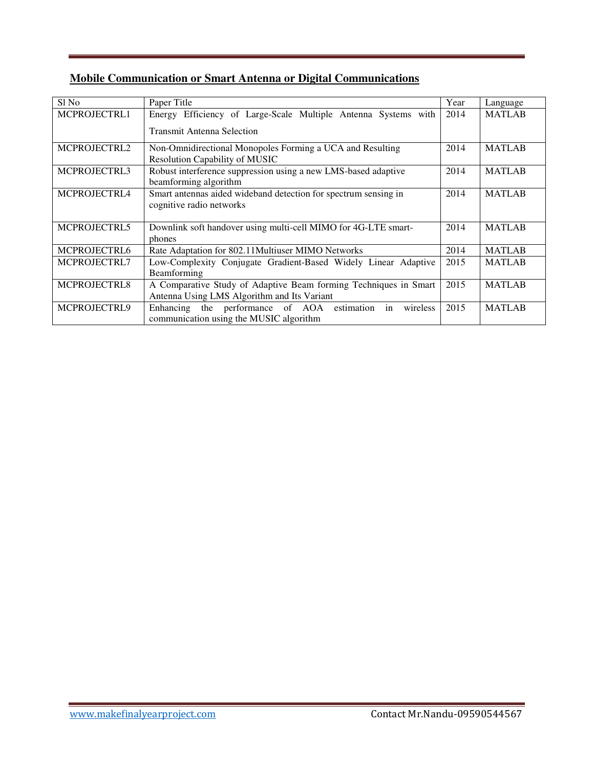## Mobile Communication or Smart Antenna or Digital Communications

| Sl No | Paper Title | Year | Language |
|---|---|---|---|
| MCPROJECTRL1 | Energy Efficiency of Large-Scale Multiple Antenna Systems with Transmit Antenna Selection | 2014 | MATLAB |
| MCPROJECTRL2 | Non-Omnidirectional Monopoles Forming a UCA and Resulting Resolution Capability of MUSIC | 2014 | MATLAB |
| MCPROJECTRL3 | Robust interference suppression using a new LMS-based adaptive beamforming algorithm | 2014 | MATLAB |
| MCPROJECTRL4 | Smart antennas aided wideband detection for spectrum sensing in cognitive radio networks | 2014 | MATLAB |
| MCPROJECTRL5 | Downlink soft handover using multi-cell MIMO for 4G-LTE smart-phones | 2014 | MATLAB |
| MCPROJECTRL6 | Rate Adaptation for 802.11Multiuser MIMO Networks | 2014 | MATLAB |
| MCPROJECTRL7 | Low-Complexity Conjugate Gradient-Based Widely Linear Adaptive Beamforming | 2015 | MATLAB |
| MCPROJECTRL8 | A Comparative Study of Adaptive Beam forming Techniques in Smart Antenna Using LMS Algorithm and Its Variant | 2015 | MATLAB |
| MCPROJECTRL9 | Enhancing the performance of AOA estimation in wireless communication using the MUSIC algorithm | 2015 | MATLAB |